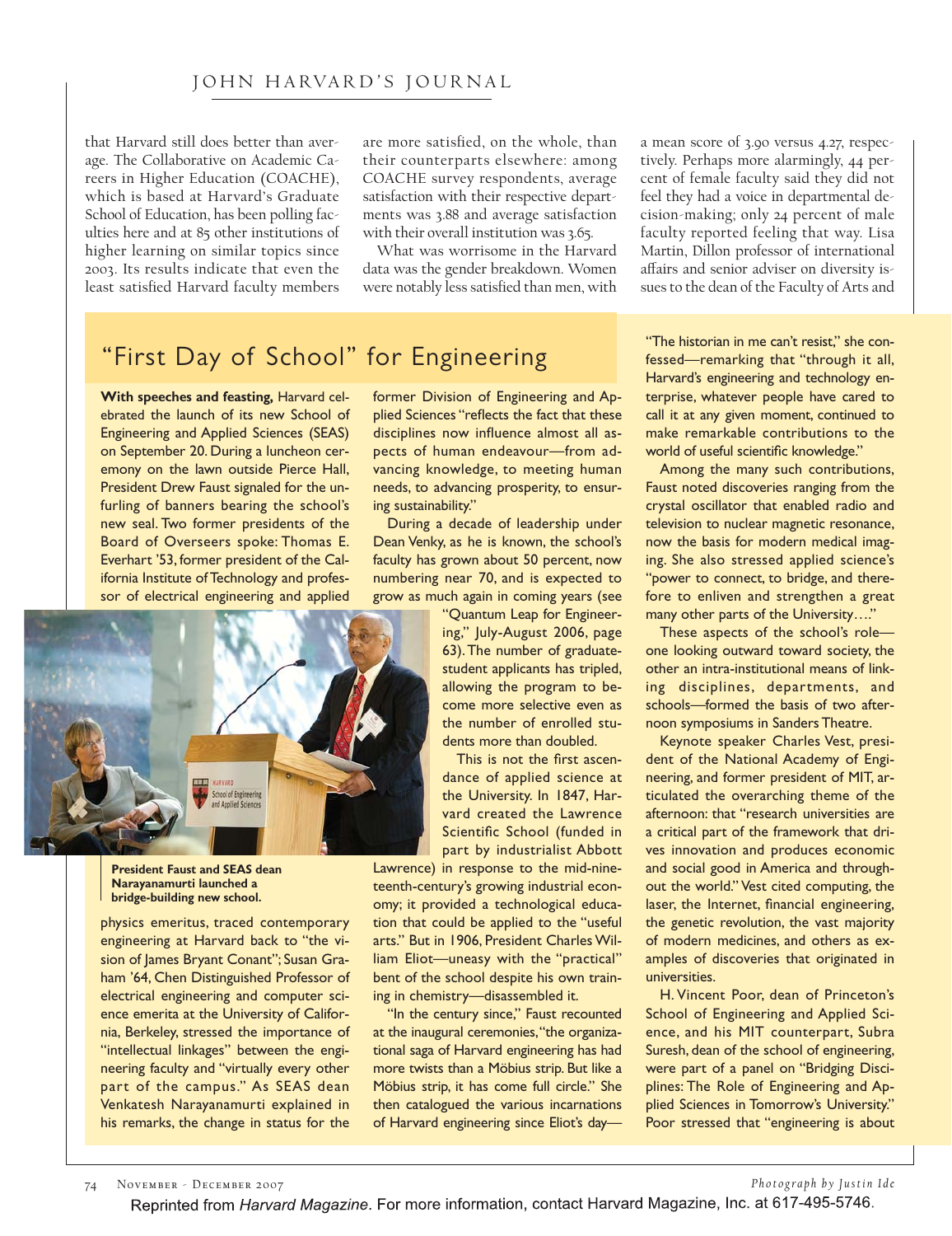that Harvard still does better than average. The Collaborative on Academic Careers in Higher Education (COACHE), which is based at Harvard's Graduate School of Education, has been polling faculties here and at 85 other institutions of higher learning on similar topics since 2003. Its results indicate that even the least satisfied Harvard faculty members are more satisfied, on the whole, than their counterparts elsewhere: among COACHE survey respondents, average satisfaction with their respective departments was 3.88 and average satisfaction with their overall institution was 3.65.

What was worrisome in the Harvard data was the gender breakdown. Women were notably less satisfied than men, with a mean score of 3.90 versus 4.27, respectively. Perhaps more alarmingly, 44 percent of female faculty said they did not feel they had a voice in departmental decision-making; only 24 percent of male faculty reported feeling that way. Lisa Martin, Dillon professor of international affairs and senior adviser on diversity issues to the dean of the Faculty of Arts and

## "First Day of School" for Engineering

**With speeches and feasting,** Harvard celebrated the launch of its new School of Engineering and Applied Sciences (SEAS) on September 20. During a luncheon ceremony on the lawn outside Pierce Hall, President Drew Faust signaled for the unfurling of banners bearing the school's new seal. Two former presidents of the Board of Overseers spoke: Thomas E. Everhart '53, former president of the California Institute of Technology and professor of electrical engineering and applied physics emeritus, traced contemporary engineering at Harvard back to "the vision of James Bryant Conant"; Susan Graham '64, Chen Distinguished Professor of electrical engineering and computer science emerita at the University of California, Berkeley, stressed the importance of "intellectual linkages" between the engineering faculty and "virtually every other part of the campus." As SEAS dean Venkatesh Narayanamurti explained in his remarks, the change in status for the former Division of Engineering and Applied Sciences "reflects the fact that these disciplines now influence almost all aspects of human endeavour—from advancing knowledge, to meeting human needs, to advancing prosperity, to ensuring sustainability."

**President Faust and SEAS dean Narayanamurti launched a bridge-building new school.**

During a decade of leadership under Dean Venky, as he is known, the school's faculty has grown about 50 percent, now numbering near 70, and is expected to grow as much again in coming years (see "Quantum Leap for Engineering," July-August 2006, page 63). The number of graduate-student applicants has tripled, allowing the program to become more selective even as the number of enrolled students more than doubled.

This is not the first ascendance of applied science at the University. In 1847, Harvard created the Lawrence Scientific School (funded in part by industrialist Abbott Lawrence) in response to the mid-nineteenth-century's growing industrial economy; it provided a technological education that could be applied to the "useful arts." But in 1906, President Charles William Eliot—uneasy with the "practical" bent of the school despite his own training in chemistry—disassembled it.

"In the century since," Faust recounted at the inaugural ceremonies, "the organizational saga of Harvard engineering has had more twists than a Möbius strip. But like a Möbius strip, it has come full circle." She then catalogued the various incarnations of Harvard engineering since Eliot's day—"The historian in me can't resist," she confessed—remarking that "through it all, Harvard's engineering and technology enterprise, whatever people have cared to call it at any given moment, continued to make remarkable contributions to the world of useful scientific knowledge."

Among the many such contributions, Faust noted discoveries ranging from the crystal oscillator that enabled radio and television to nuclear magnetic resonance, now the basis for modern medical imaging. She also stressed applied science's "power to connect, to bridge, and therefore to enliven and strengthen a great many other parts of the University…."

These aspects of the school's role—one looking outward toward society, the other an intra-institutional means of linking disciplines, departments, and schools—formed the basis of two afternoon symposiums in Sanders Theatre.

Keynote speaker Charles Vest, president of the National Academy of Engineering, and former president of MIT, articulated the overarching theme of the afternoon: that "research universities are a critical part of the framework that drives innovation and produces economic and social good in America and throughout the world." Vest cited computing, the laser, the Internet, financial engineering, the genetic revolution, the vast majority of modern medicines, and others as examples of discoveries that originated in universities.

H. Vincent Poor, dean of Princeton's School of Engineering and Applied Science, and his MIT counterpart, Subra Suresh, dean of the school of engineering, were part of a panel on "Bridging Disciplines: The Role of Engineering and Applied Sciences in Tomorrow's University." Poor stressed that "engineering is about

Photograph by Justin Ide

Reprinted from *Harvard Magazine*. For more information, contact Harvard Magazine, Inc. at 617-495-5746.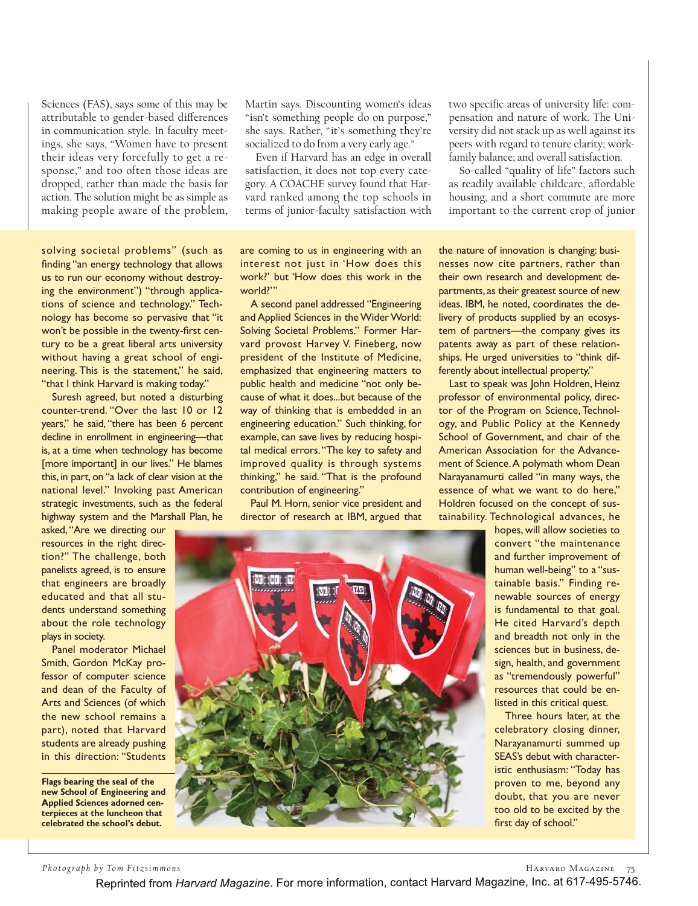Sciences (FAS), says some of this may be attributable to gender-based differences in communication style. In faculty meetings, she says, "Women have to present their ideas very forcefully to get a response," and too often those ideas are dropped, rather than made the basis for action. The solution might be as simple as making people aware of the problem, Martin says. Discounting women's ideas "isn't something people do on purpose," she says. Rather, "it's something they're socialized to do from a very early age."

Even if Harvard has an edge in overall satisfaction, it does not top every category. A COACHE survey found that Harvard ranked among the top schools in terms of junior-faculty satisfaction with two specific areas of university life: compensation and nature of work. The University did not stack up as well against its peers with regard to tenure clarity; work-family balance; and overall satisfaction.

So-called "quality of life" factors such as readily available childcare, affordable housing, and a short commute are more important to the current crop of junior

---

solving societal problems" (such as finding "an energy technology that allows us to run our economy without destroying the environment") "through applications of science and technology." Technology has become so pervasive that "it won't be possible in the twenty-first century to be a great liberal arts university without having a great school of engineering. This is the statement," he said, "that I think Harvard is making today."

Suresh agreed, but noted a disturbing counter-trend. "Over the last 10 or 12 years," he said, "there has been 6 percent decline in enrollment in engineering—that is, at a time when technology has become [more important] in our lives." He blames this, in part, on "a lack of clear vision at the national level." Invoking past American strategic investments, such as the federal highway system and the Marshall Plan, he asked, "Are we directing our resources in the right direction?" The challenge, both panelists agreed, is to ensure that engineers are broadly educated and that all students understand something about the role technology plays in society.

Panel moderator Michael Smith, Gordon McKay professor of computer science and dean of the Faculty of Arts and Sciences (of which the new school remains a part), noted that Harvard students are already pushing in this direction: "Students are coming to us in engineering with an interest not just in 'How does this work?' but 'How does this work in the world?'"

A second panel addressed "Engineering and Applied Sciences in the Wider World: Solving Societal Problems." Former Harvard provost Harvey V. Fineberg, now president of the Institute of Medicine, emphasized that engineering matters to public health and medicine "not only because of what it does...but because of the way of thinking that is embedded in an engineering education." Such thinking, for example, can save lives by reducing hospital medical errors. "The key to safety and improved quality is through systems thinking," he said. "That is the profound contribution of engineering."

Paul M. Horn, senior vice president and director of research at IBM, argued that the nature of innovation is changing: businesses now cite partners, rather than their own research and development departments, as their greatest source of new ideas. IBM, he noted, coordinates the delivery of products supplied by an ecosystem of partners—the company gives its patents away as part of these relationships. He urged universities to "think differently about intellectual property."

Last to speak was John Holdren, Heinz professor of environmental policy, director of the Program on Science, Technology, and Public Policy at the Kennedy School of Government, and chair of the American Association for the Advancement of Science. A polymath whom Dean Narayanamurti called "in many ways, the essence of what we want to do here," Holdren focused on the concept of sustainability. Technological advances, he hopes, will allow societies to convert "the maintenance and further improvement of human well-being" to a "sustainable basis." Finding renewable sources of energy is fundamental to that goal. He cited Harvard's depth and breadth not only in the sciences but in business, design, health, and government as "tremendously powerful" resources that could be enlisted in this critical quest.

Three hours later, at the celebratory closing dinner, Narayanamurti summed up SEAS's debut with characteristic enthusiasm: "Today has proven to me, beyond any doubt, that you are never too old to be excited by the first day of school."

**Flags bearing the seal of the new School of Engineering and Applied Sciences adorned centerpieces at the luncheon that celebrated the school's debut.**

*Photograph by Tom Fitzsimmons*

Reprinted from *Harvard Magazine*. For more information, contact Harvard Magazine, Inc. at 617-495-5746.